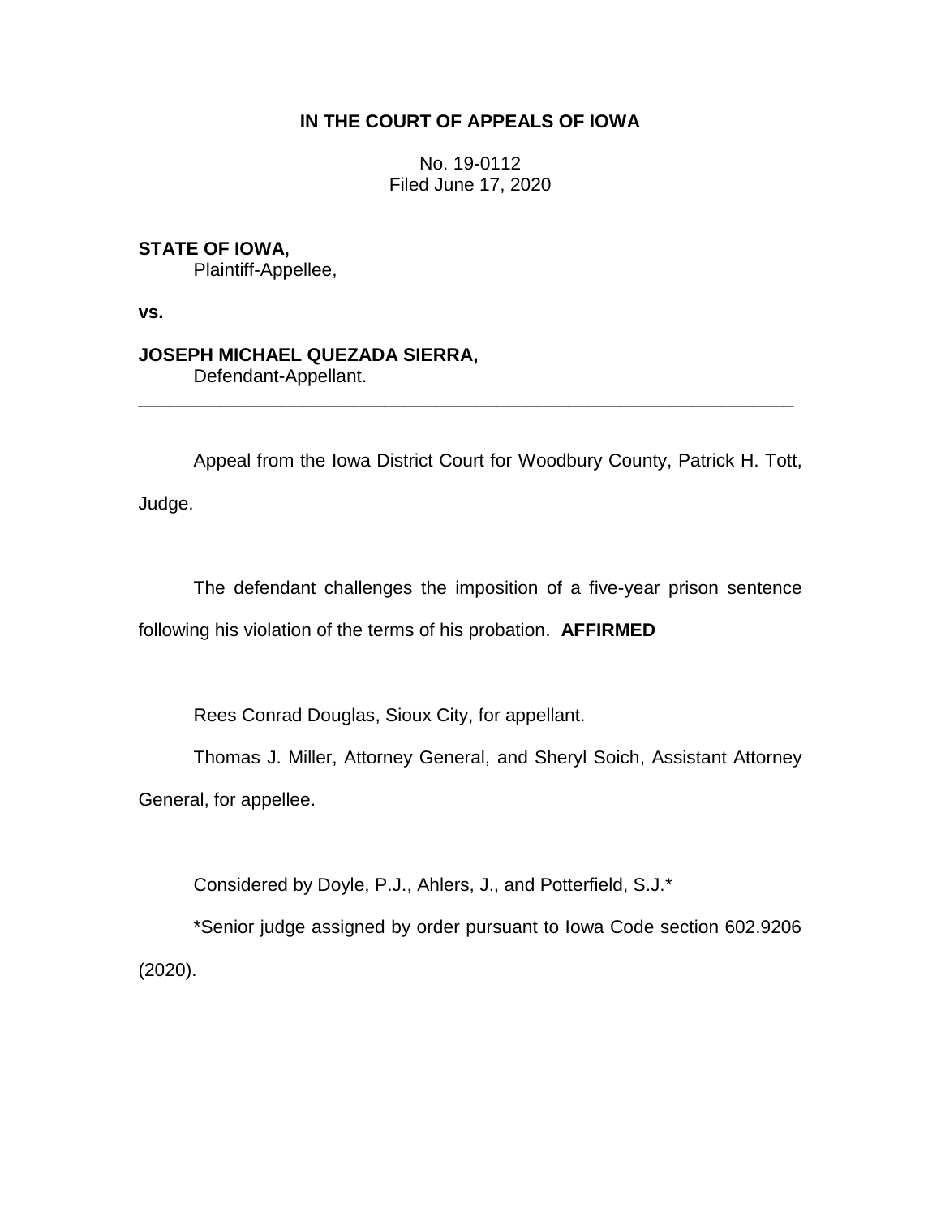**IN THE COURT OF APPEALS OF IOWA**

No. 19-0112
Filed June 17, 2020

**STATE OF IOWA,**
Plaintiff-Appellee,

**vs.**

**JOSEPH MICHAEL QUEZADA SIERRA,**
Defendant-Appellant.

---

Appeal from the Iowa District Court for Woodbury County, Patrick H. Tott, Judge.

The defendant challenges the imposition of a five-year prison sentence following his violation of the terms of his probation. **AFFIRMED**

Rees Conrad Douglas, Sioux City, for appellant.

Thomas J. Miller, Attorney General, and Sheryl Soich, Assistant Attorney General, for appellee.

Considered by Doyle, P.J., Ahlers, J., and Potterfield, S.J.*

*Senior judge assigned by order pursuant to Iowa Code section 602.9206 (2020).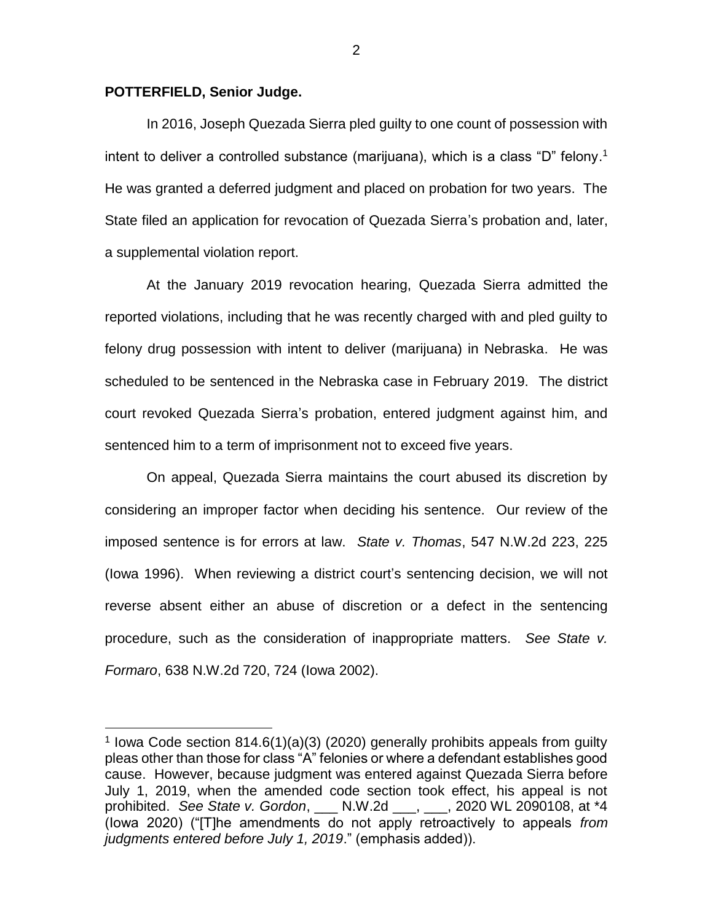**POTTERFIELD, Senior Judge.**

In 2016, Joseph Quezada Sierra pled guilty to one count of possession with intent to deliver a controlled substance (marijuana), which is a class "D" felony.[1] He was granted a deferred judgment and placed on probation for two years. The State filed an application for revocation of Quezada Sierra's probation and, later, a supplemental violation report.

At the January 2019 revocation hearing, Quezada Sierra admitted the reported violations, including that he was recently charged with and pled guilty to felony drug possession with intent to deliver (marijuana) in Nebraska. He was scheduled to be sentenced in the Nebraska case in February 2019. The district court revoked Quezada Sierra's probation, entered judgment against him, and sentenced him to a term of imprisonment not to exceed five years.

On appeal, Quezada Sierra maintains the court abused its discretion by considering an improper factor when deciding his sentence. Our review of the imposed sentence is for errors at law. *State v. Thomas*, 547 N.W.2d 223, 225 (Iowa 1996). When reviewing a district court's sentencing decision, we will not reverse absent either an abuse of discretion or a defect in the sentencing procedure, such as the consideration of inappropriate matters. *See State v. Formaro*, 638 N.W.2d 720, 724 (Iowa 2002).

---

[1] Iowa Code section 814.6(1)(a)(3) (2020) generally prohibits appeals from guilty pleas other than those for class "A" felonies or where a defendant establishes good cause. However, because judgment was entered against Quezada Sierra before July 1, 2019, when the amended code section took effect, his appeal is not prohibited. *See State v. Gordon*, ___ N.W.2d ___, ___, 2020 WL 2090108, at *4 (Iowa 2020) ("[T]he amendments do not apply retroactively to appeals *from judgments entered before July 1, 2019*." (emphasis added)).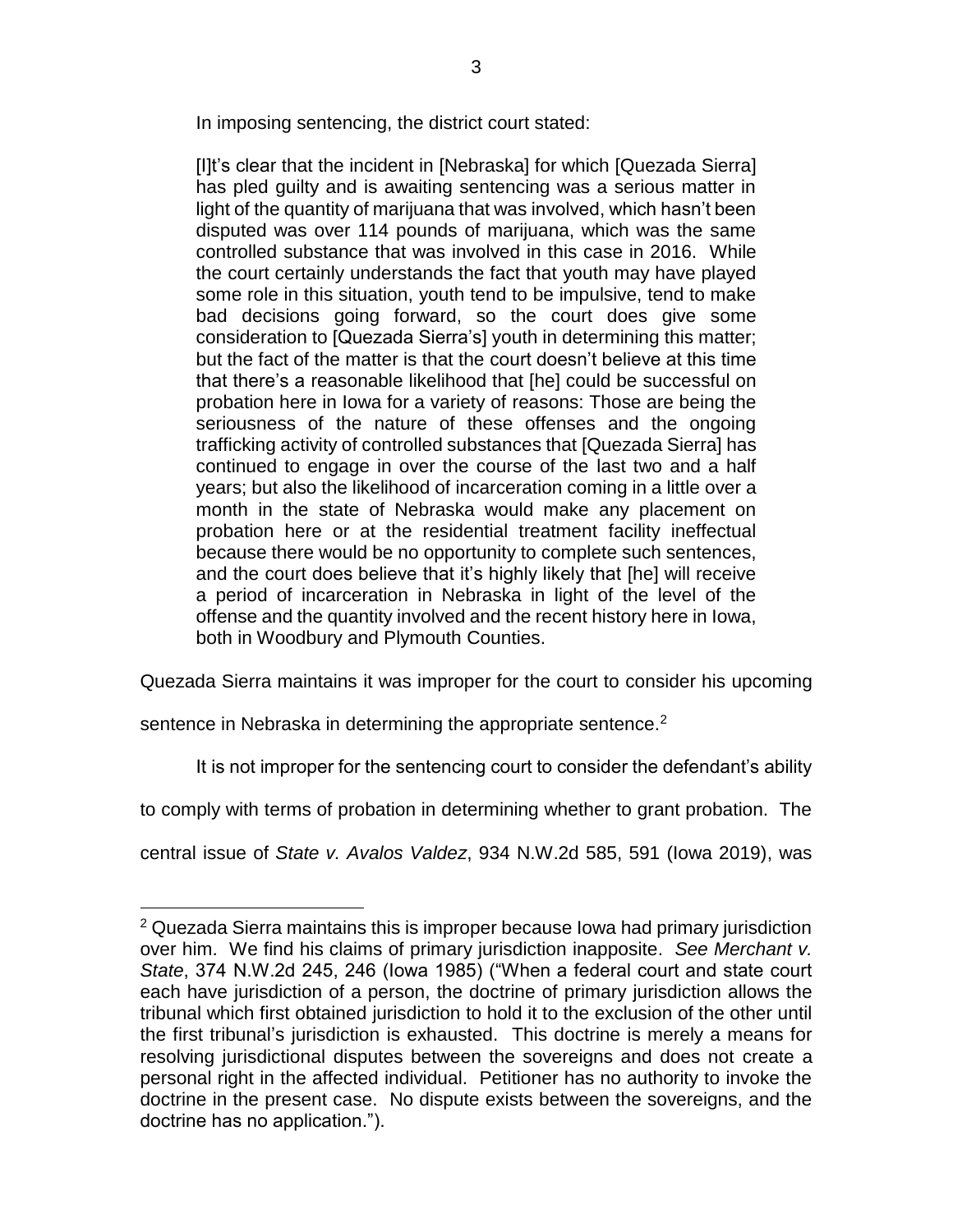In imposing sentencing, the district court stated:

> [I]t's clear that the incident in [Nebraska] for which [Quezada Sierra] has pled guilty and is awaiting sentencing was a serious matter in light of the quantity of marijuana that was involved, which hasn't been disputed was over 114 pounds of marijuana, which was the same controlled substance that was involved in this case in 2016. While the court certainly understands the fact that youth may have played some role in this situation, youth tend to be impulsive, tend to make bad decisions going forward, so the court does give some consideration to [Quezada Sierra's] youth in determining this matter; but the fact of the matter is that the court doesn't believe at this time that there's a reasonable likelihood that [he] could be successful on probation here in Iowa for a variety of reasons: Those are being the seriousness of the nature of these offenses and the ongoing trafficking activity of controlled substances that [Quezada Sierra] has continued to engage in over the course of the last two and a half years; but also the likelihood of incarceration coming in a little over a month in the state of Nebraska would make any placement on probation here or at the residential treatment facility ineffectual because there would be no opportunity to complete such sentences, and the court does believe that it's highly likely that [he] will receive a period of incarceration in Nebraska in light of the level of the offense and the quantity involved and the recent history here in Iowa, both in Woodbury and Plymouth Counties.

Quezada Sierra maintains it was improper for the court to consider his upcoming sentence in Nebraska in determining the appropriate sentence.[2]

It is not improper for the sentencing court to consider the defendant's ability to comply with terms of probation in determining whether to grant probation. The central issue of *State v. Avalos Valdez*, 934 N.W.2d 585, 591 (Iowa 2019), was

---

[2] Quezada Sierra maintains this is improper because Iowa had primary jurisdiction over him. We find his claims of primary jurisdiction inapposite. *See Merchant v. State*, 374 N.W.2d 245, 246 (Iowa 1985) ("When a federal court and state court each have jurisdiction of a person, the doctrine of primary jurisdiction allows the tribunal which first obtained jurisdiction to hold it to the exclusion of the other until the first tribunal's jurisdiction is exhausted. This doctrine is merely a means for resolving jurisdictional disputes between the sovereigns and does not create a personal right in the affected individual. Petitioner has no authority to invoke the doctrine in the present case. No dispute exists between the sovereigns, and the doctrine has no application.").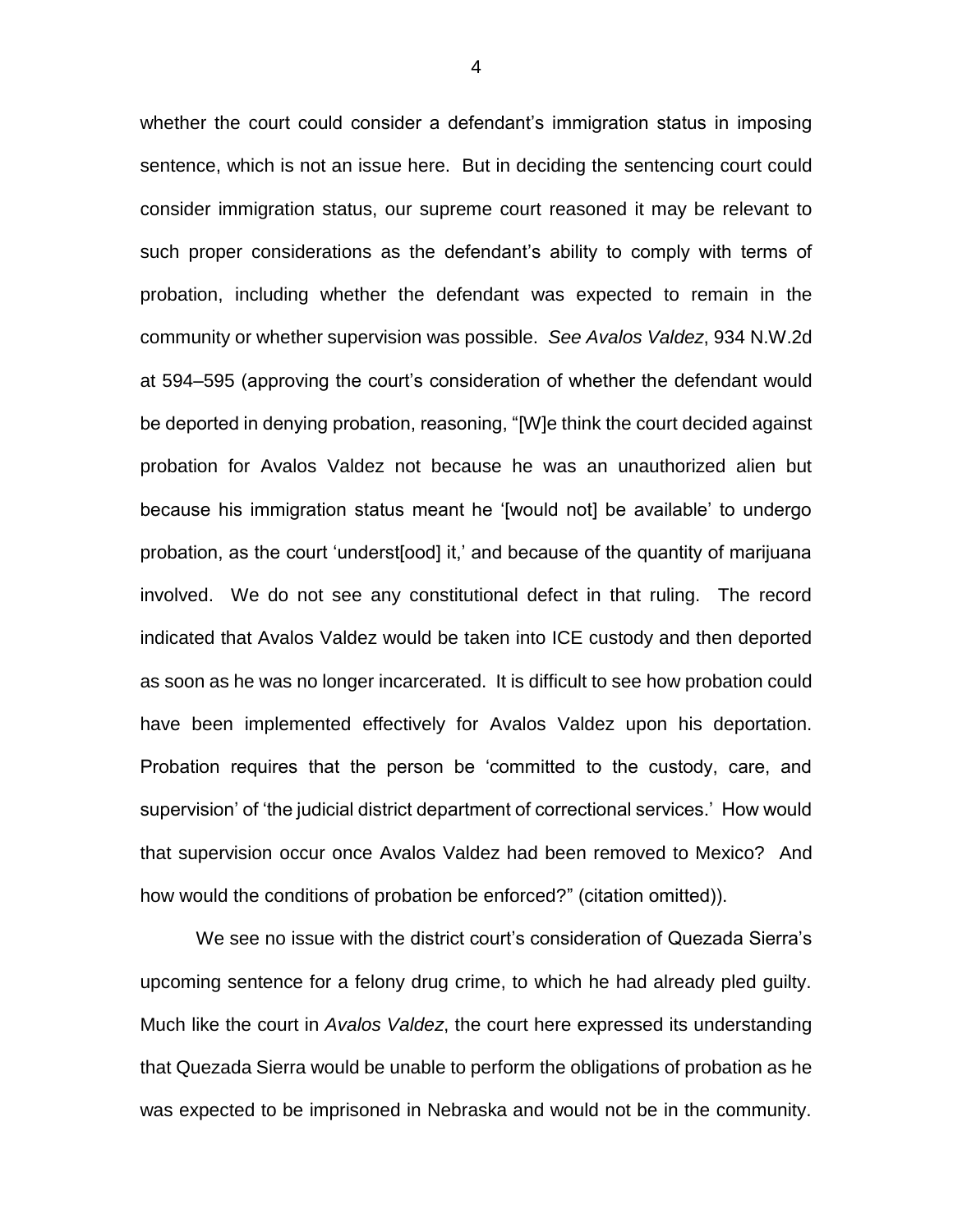whether the court could consider a defendant's immigration status in imposing sentence, which is not an issue here. But in deciding the sentencing court could consider immigration status, our supreme court reasoned it may be relevant to such proper considerations as the defendant's ability to comply with terms of probation, including whether the defendant was expected to remain in the community or whether supervision was possible. *See Avalos Valdez*, 934 N.W.2d at 594–595 (approving the court's consideration of whether the defendant would be deported in denying probation, reasoning, "[W]e think the court decided against probation for Avalos Valdez not because he was an unauthorized alien but because his immigration status meant he '[would not] be available' to undergo probation, as the court 'underst[ood] it,' and because of the quantity of marijuana involved. We do not see any constitutional defect in that ruling. The record indicated that Avalos Valdez would be taken into ICE custody and then deported as soon as he was no longer incarcerated. It is difficult to see how probation could have been implemented effectively for Avalos Valdez upon his deportation. Probation requires that the person be 'committed to the custody, care, and supervision' of 'the judicial district department of correctional services.' How would that supervision occur once Avalos Valdez had been removed to Mexico? And how would the conditions of probation be enforced?" (citation omitted)).

We see no issue with the district court's consideration of Quezada Sierra's upcoming sentence for a felony drug crime, to which he had already pled guilty. Much like the court in *Avalos Valdez*, the court here expressed its understanding that Quezada Sierra would be unable to perform the obligations of probation as he was expected to be imprisoned in Nebraska and would not be in the community.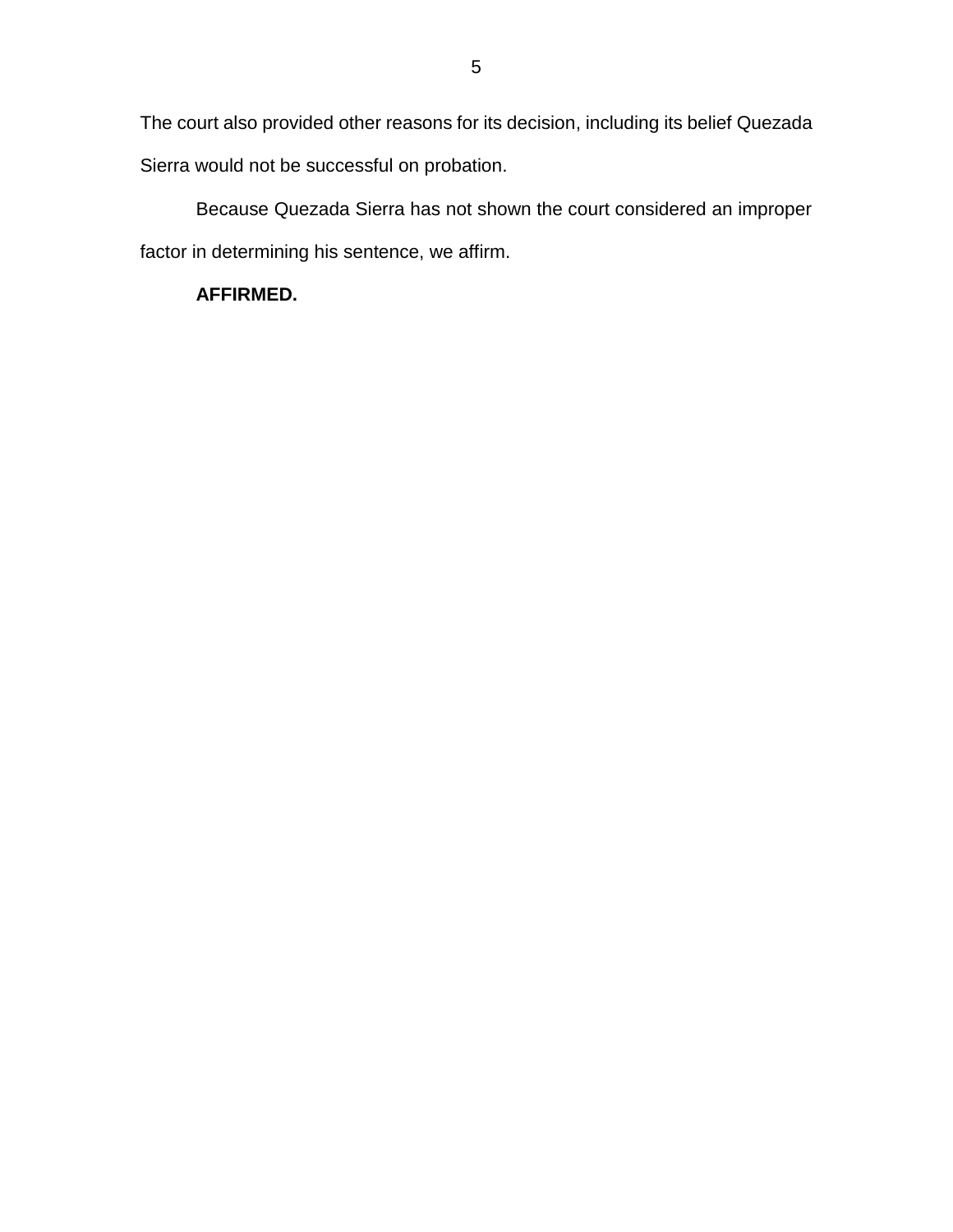The court also provided other reasons for its decision, including its belief Quezada Sierra would not be successful on probation.

Because Quezada Sierra has not shown the court considered an improper factor in determining his sentence, we affirm.

**AFFIRMED.**